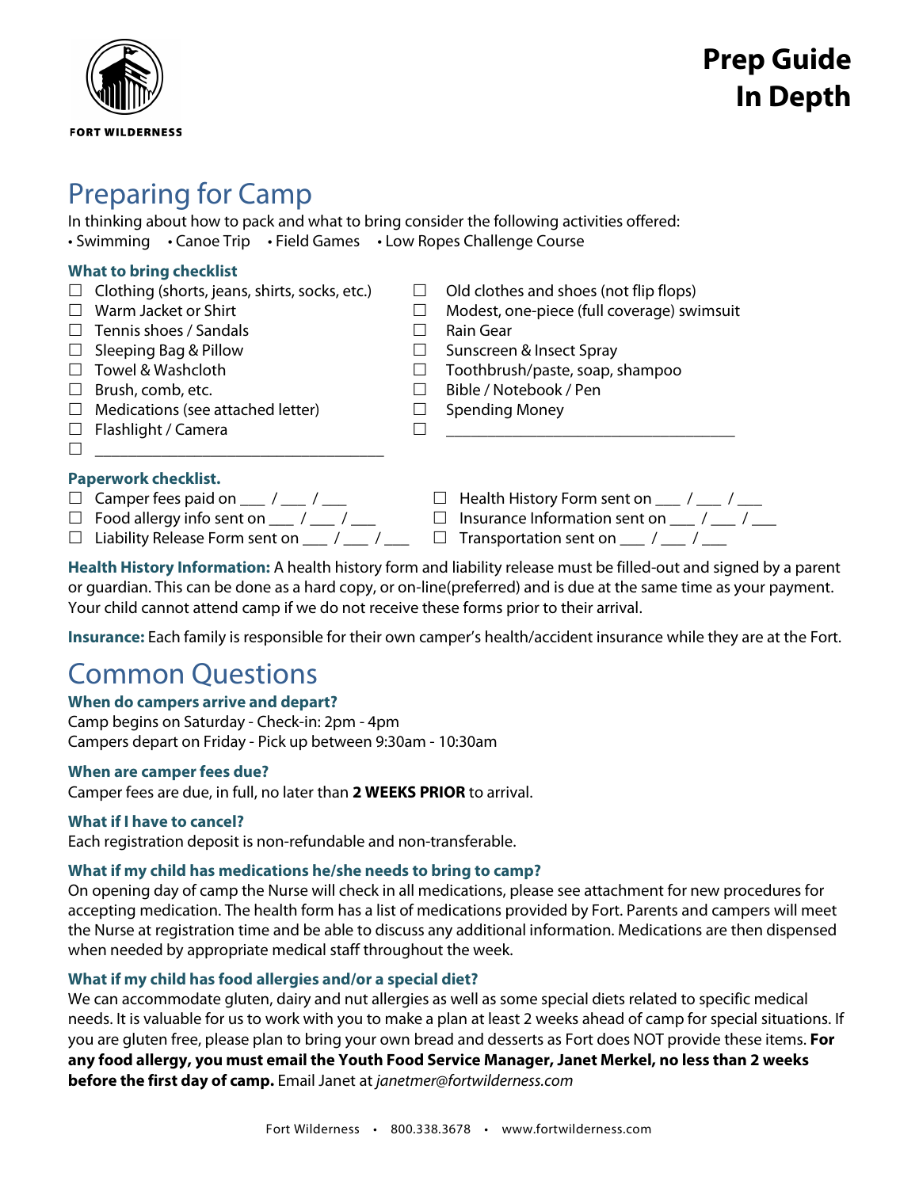FORT WILDERNESS

# Prep Guide In Depth

## Preparing for Camp

In thinking about how to pack and what to bring consider the following activities offered:

• Swimming • Canoe Trip • Field Games • Low Ropes Challenge Course

### What to bring checklist

- ☐ Clothing (shorts, jeans, shirts, socks, etc.)
- ☐ Warm Jacket or Shirt
- ☐ Tennis shoes / Sandals
- ☐ Sleeping Bag & Pillow
- ☐ Towel & Washcloth
- ☐ Brush, comb, etc.
- ☐ Medications (see attached letter)
- ☐ Flashlight / Camera
- ☐ ___________________________________
- ☐ Old clothes and shoes (not flip flops)
- ☐ Modest, one-piece (full coverage) swimsuit
- ☐ Rain Gear
- ☐ Sunscreen & Insect Spray
- ☐ Toothbrush/paste, soap, shampoo
- ☐ Bible / Notebook / Pen
- ☐ Spending Money
- ☐ ___________________________________

### Paperwork checklist.

- ☐ Camper fees paid on ___ / ___ / ___
- ☐ Food allergy info sent on ___ / ___ / ___
- ☐ Liability Release Form sent on ___ / ___ / ___
- ☐ Health History Form sent on ___ / ___ / ___
- ☐ Insurance Information sent on ___ / ___ / ___
- ☐ Transportation sent on ___ / ___ / ___

**Health History Information:** A health history form and liability release must be filled-out and signed by a parent or guardian. This can be done as a hard copy, or on-line(preferred) and is due at the same time as your payment. Your child cannot attend camp if we do not receive these forms prior to their arrival.

**Insurance:** Each family is responsible for their own camper's health/accident insurance while they are at the Fort.

## Common Questions

### When do campers arrive and depart?

Camp begins on Saturday - Check-in: 2pm - 4pm
Campers depart on Friday - Pick up between 9:30am - 10:30am

### When are camper fees due?

Camper fees are due, in full, no later than **2 WEEKS PRIOR** to arrival.

### What if I have to cancel?

Each registration deposit is non-refundable and non-transferable.

### What if my child has medications he/she needs to bring to camp?

On opening day of camp the Nurse will check in all medications, please see attachment for new procedures for accepting medication. The health form has a list of medications provided by Fort. Parents and campers will meet the Nurse at registration time and be able to discuss any additional information. Medications are then dispensed when needed by appropriate medical staff throughout the week.

### What if my child has food allergies and/or a special diet?

We can accommodate gluten, dairy and nut allergies as well as some special diets related to specific medical needs. It is valuable for us to work with you to make a plan at least 2 weeks ahead of camp for special situations. If you are gluten free, please plan to bring your own bread and desserts as Fort does NOT provide these items. **For any food allergy, you must email the Youth Food Service Manager, Janet Merkel, no less than 2 weeks before the first day of camp.** Email Janet at *janetmer@fortwilderness.com*

Fort Wilderness • 800.338.3678 • www.fortwilderness.com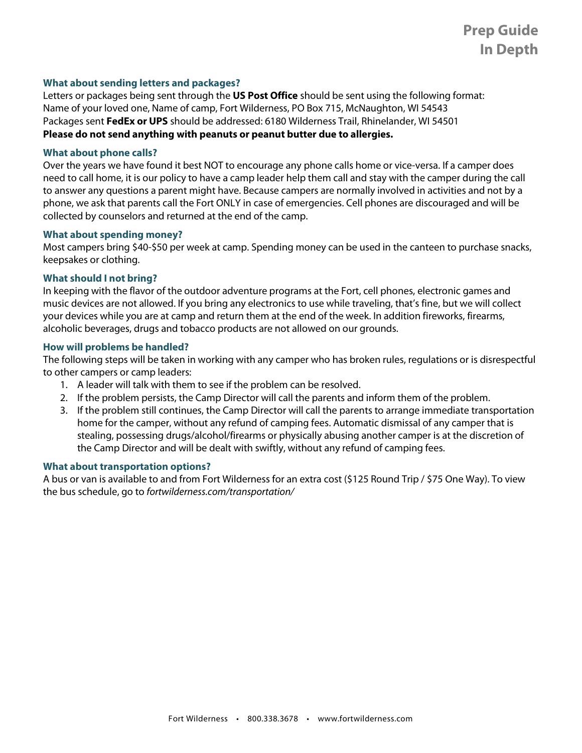# Prep Guide In Depth

### What about sending letters and packages?

Letters or packages being sent through the **US Post Office** should be sent using the following format:
Name of your loved one, Name of camp, Fort Wilderness, PO Box 715, McNaughton, WI 54543
Packages sent **FedEx or UPS** should be addressed: 6180 Wilderness Trail, Rhinelander, WI 54501
**Please do not send anything with peanuts or peanut butter due to allergies.**

### What about phone calls?

Over the years we have found it best NOT to encourage any phone calls home or vice-versa. If a camper does need to call home, it is our policy to have a camp leader help them call and stay with the camper during the call to answer any questions a parent might have. Because campers are normally involved in activities and not by a phone, we ask that parents call the Fort ONLY in case of emergencies. Cell phones are discouraged and will be collected by counselors and returned at the end of the camp.

### What about spending money?

Most campers bring $40-$50 per week at camp. Spending money can be used in the canteen to purchase snacks, keepsakes or clothing.

### What should I not bring?

In keeping with the flavor of the outdoor adventure programs at the Fort, cell phones, electronic games and music devices are not allowed. If you bring any electronics to use while traveling, that's fine, but we will collect your devices while you are at camp and return them at the end of the week. In addition fireworks, firearms, alcoholic beverages, drugs and tobacco products are not allowed on our grounds.

### How will problems be handled?

The following steps will be taken in working with any camper who has broken rules, regulations or is disrespectful to other campers or camp leaders:

1. A leader will talk with them to see if the problem can be resolved.
2. If the problem persists, the Camp Director will call the parents and inform them of the problem.
3. If the problem still continues, the Camp Director will call the parents to arrange immediate transportation home for the camper, without any refund of camping fees. Automatic dismissal of any camper that is stealing, possessing drugs/alcohol/firearms or physically abusing another camper is at the discretion of the Camp Director and will be dealt with swiftly, without any refund of camping fees.

### What about transportation options?

A bus or van is available to and from Fort Wilderness for an extra cost ($125 Round Trip / $75 One Way). To view the bus schedule, go to *fortwilderness.com/transportation/*